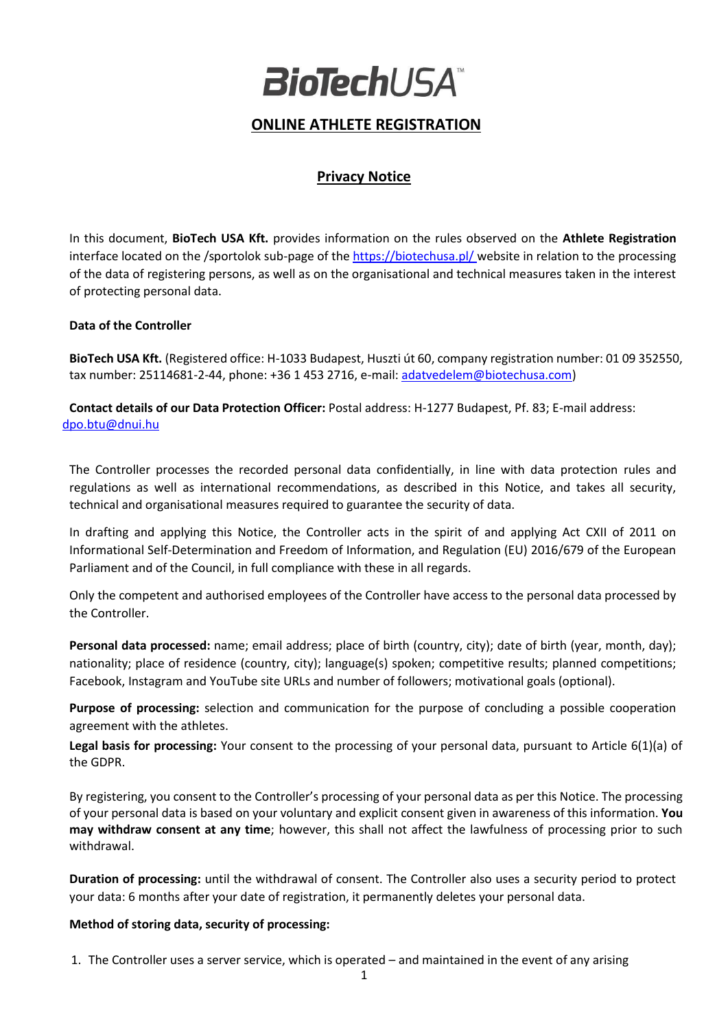# BioTechUSA™

## ONLINE ATHLETE REGISTRATION

## Privacy Notice

In this document, **BioTech USA Kft.** provides information on the rules observed on the **Athlete Registration** interface located on the /sportolok sub-page of the https://biotechusa.pl/ website in relation to the processing of the data of registering persons, as well as on the organisational and technical measures taken in the interest of protecting personal data.

**Data of the Controller**

**BioTech USA Kft.** (Registered office: H-1033 Budapest, Huszti út 60, company registration number: 01 09 352550, tax number: 25114681-2-44, phone: +36 1 453 2716, e-mail: adatvedelem@biotechusa.com)

**Contact details of our Data Protection Officer:** Postal address: H-1277 Budapest, Pf. 83; E-mail address: dpo.btu@dnui.hu

The Controller processes the recorded personal data confidentially, in line with data protection rules and regulations as well as international recommendations, as described in this Notice, and takes all security, technical and organisational measures required to guarantee the security of data.

In drafting and applying this Notice, the Controller acts in the spirit of and applying Act CXII of 2011 on Informational Self-Determination and Freedom of Information, and Regulation (EU) 2016/679 of the European Parliament and of the Council, in full compliance with these in all regards.

Only the competent and authorised employees of the Controller have access to the personal data processed by the Controller.

**Personal data processed:** name; email address; place of birth (country, city); date of birth (year, month, day); nationality; place of residence (country, city); language(s) spoken; competitive results; planned competitions; Facebook, Instagram and YouTube site URLs and number of followers; motivational goals (optional).

**Purpose of processing:** selection and communication for the purpose of concluding a possible cooperation agreement with the athletes.

**Legal basis for processing:** Your consent to the processing of your personal data, pursuant to Article 6(1)(a) of the GDPR.

By registering, you consent to the Controller's processing of your personal data as per this Notice. The processing of your personal data is based on your voluntary and explicit consent given in awareness of this information. **You may withdraw consent at any time**; however, this shall not affect the lawfulness of processing prior to such withdrawal.

**Duration of processing:** until the withdrawal of consent. The Controller also uses a security period to protect your data: 6 months after your date of registration, it permanently deletes your personal data.

**Method of storing data, security of processing:**

1. The Controller uses a server service, which is operated – and maintained in the event of any arising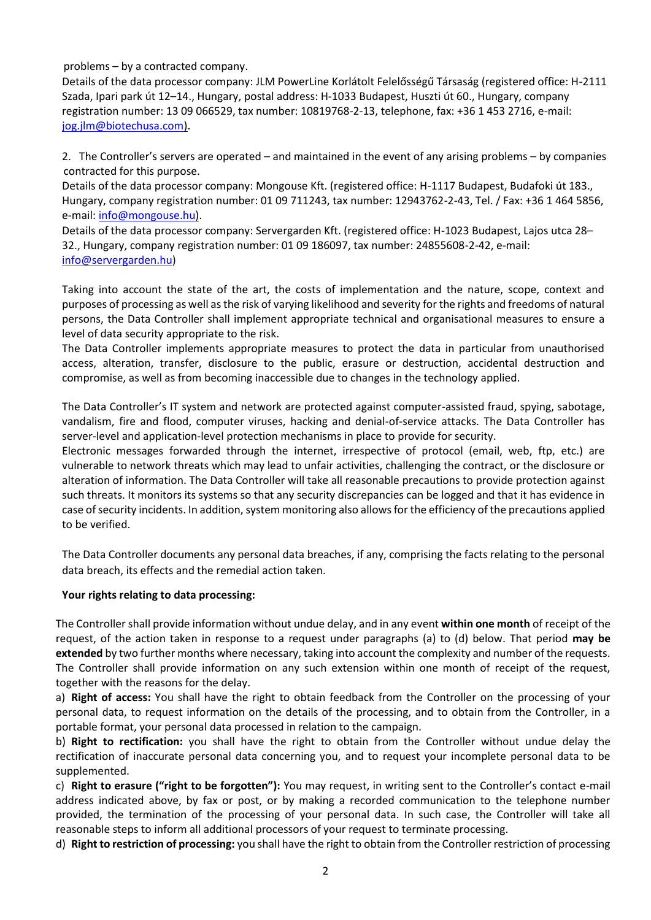problems – by a contracted company.

Details of the data processor company: JLM PowerLine Korlátolt Felelősségű Társaság (registered office: H-2111 Szada, Ipari park út 12–14., Hungary, postal address: H-1033 Budapest, Huszti út 60., Hungary, company registration number: 13 09 066529, tax number: 10819768-2-13, telephone, fax: +36 1 453 2716, e-mail: jog.jlm@biotechusa.com).

2. The Controller's servers are operated – and maintained in the event of any arising problems – by companies contracted for this purpose.

Details of the data processor company: Mongouse Kft. (registered office: H-1117 Budapest, Budafoki út 183., Hungary, company registration number: 01 09 711243, tax number: 12943762-2-43, Tel. / Fax: +36 1 464 5856, e-mail: info@mongouse.hu).

Details of the data processor company: Servergarden Kft. (registered office: H-1023 Budapest, Lajos utca 28–32., Hungary, company registration number: 01 09 186097, tax number: 24855608-2-42, e-mail: info@servergarden.hu)

Taking into account the state of the art, the costs of implementation and the nature, scope, context and purposes of processing as well as the risk of varying likelihood and severity for the rights and freedoms of natural persons, the Data Controller shall implement appropriate technical and organisational measures to ensure a level of data security appropriate to the risk.

The Data Controller implements appropriate measures to protect the data in particular from unauthorised access, alteration, transfer, disclosure to the public, erasure or destruction, accidental destruction and compromise, as well as from becoming inaccessible due to changes in the technology applied.

The Data Controller's IT system and network are protected against computer-assisted fraud, spying, sabotage, vandalism, fire and flood, computer viruses, hacking and denial-of-service attacks. The Data Controller has server-level and application-level protection mechanisms in place to provide for security.

Electronic messages forwarded through the internet, irrespective of protocol (email, web, ftp, etc.) are vulnerable to network threats which may lead to unfair activities, challenging the contract, or the disclosure or alteration of information. The Data Controller will take all reasonable precautions to provide protection against such threats. It monitors its systems so that any security discrepancies can be logged and that it has evidence in case of security incidents. In addition, system monitoring also allows for the efficiency of the precautions applied to be verified.

The Data Controller documents any personal data breaches, if any, comprising the facts relating to the personal data breach, its effects and the remedial action taken.

**Your rights relating to data processing:**

The Controller shall provide information without undue delay, and in any event **within one month** of receipt of the request, of the action taken in response to a request under paragraphs (a) to (d) below. That period **may be extended** by two further months where necessary, taking into account the complexity and number of the requests. The Controller shall provide information on any such extension within one month of receipt of the request, together with the reasons for the delay.

a) **Right of access:** You shall have the right to obtain feedback from the Controller on the processing of your personal data, to request information on the details of the processing, and to obtain from the Controller, in a portable format, your personal data processed in relation to the campaign.

b) **Right to rectification:** you shall have the right to obtain from the Controller without undue delay the rectification of inaccurate personal data concerning you, and to request your incomplete personal data to be supplemented.

c) **Right to erasure ("right to be forgotten"):** You may request, in writing sent to the Controller's contact e-mail address indicated above, by fax or post, or by making a recorded communication to the telephone number provided, the termination of the processing of your personal data. In such case, the Controller will take all reasonable steps to inform all additional processors of your request to terminate processing.

d) **Right to restriction of processing:** you shall have the right to obtain from the Controller restriction of processing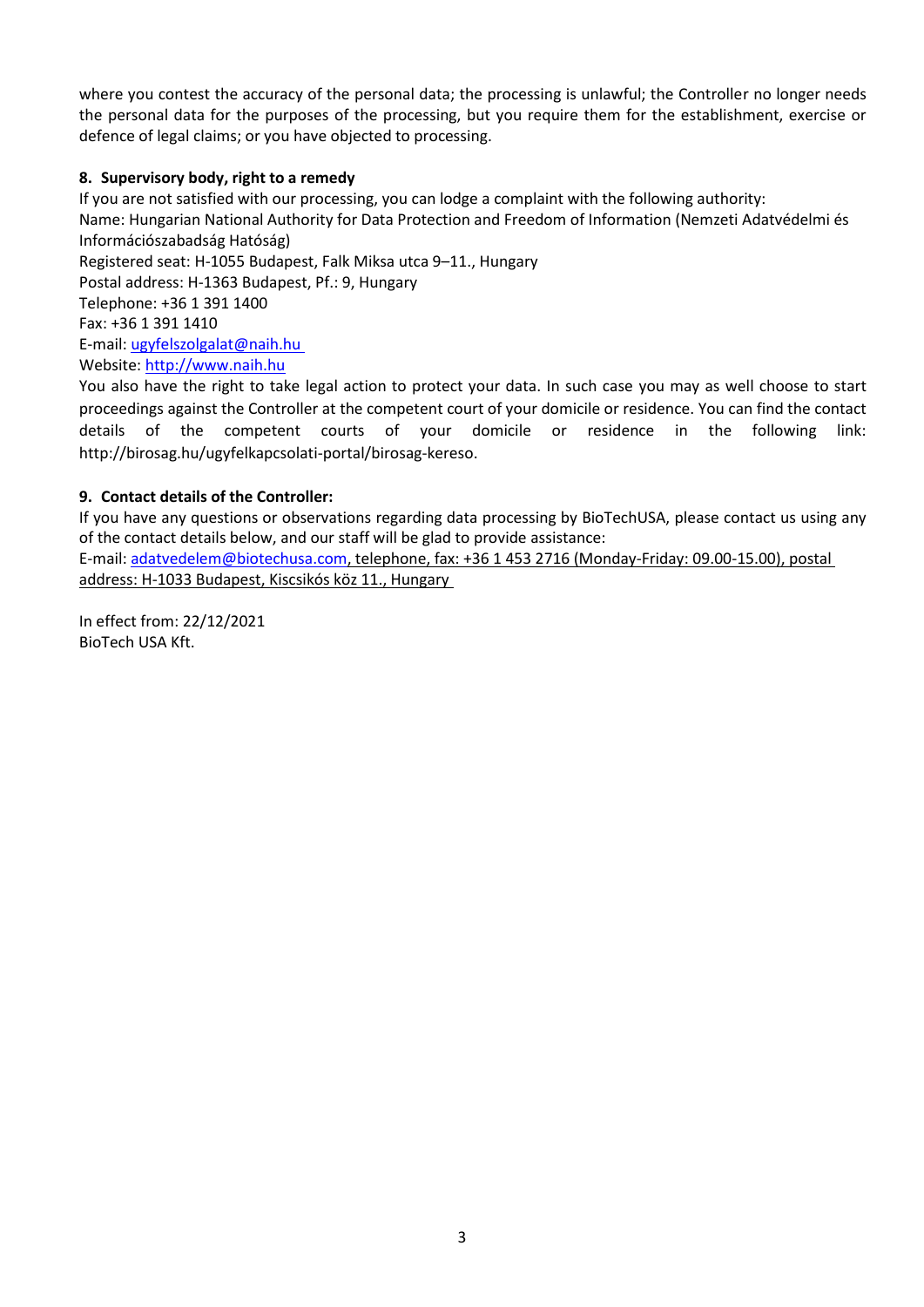where you contest the accuracy of the personal data; the processing is unlawful; the Controller no longer needs the personal data for the purposes of the processing, but you require them for the establishment, exercise or defence of legal claims; or you have objected to processing.

## 8. Supervisory body, right to a remedy

If you are not satisfied with our processing, you can lodge a complaint with the following authority:
Name: Hungarian National Authority for Data Protection and Freedom of Information (Nemzeti Adatvédelmi és Információszabadság Hatóság)
Registered seat: H-1055 Budapest, Falk Miksa utca 9–11., Hungary
Postal address: H-1363 Budapest, Pf.: 9, Hungary
Telephone: +36 1 391 1400
Fax: +36 1 391 1410
E-mail: ugyfelszolgalat@naih.hu
Website: http://www.naih.hu

You also have the right to take legal action to protect your data. In such case you may as well choose to start proceedings against the Controller at the competent court of your domicile or residence. You can find the contact details of the competent courts of your domicile or residence in the following link: http://birosag.hu/ugyfelkapcsolati-portal/birosag-kereso.

## 9. Contact details of the Controller:

If you have any questions or observations regarding data processing by BioTechUSA, please contact us using any of the contact details below, and our staff will be glad to provide assistance:
E-mail: adatvedelem@biotechusa.com, telephone, fax: +36 1 453 2716 (Monday-Friday: 09.00-15.00), postal address: H-1033 Budapest, Kiscsikós köz 11., Hungary

In effect from: 22/12/2021
BioTech USA Kft.